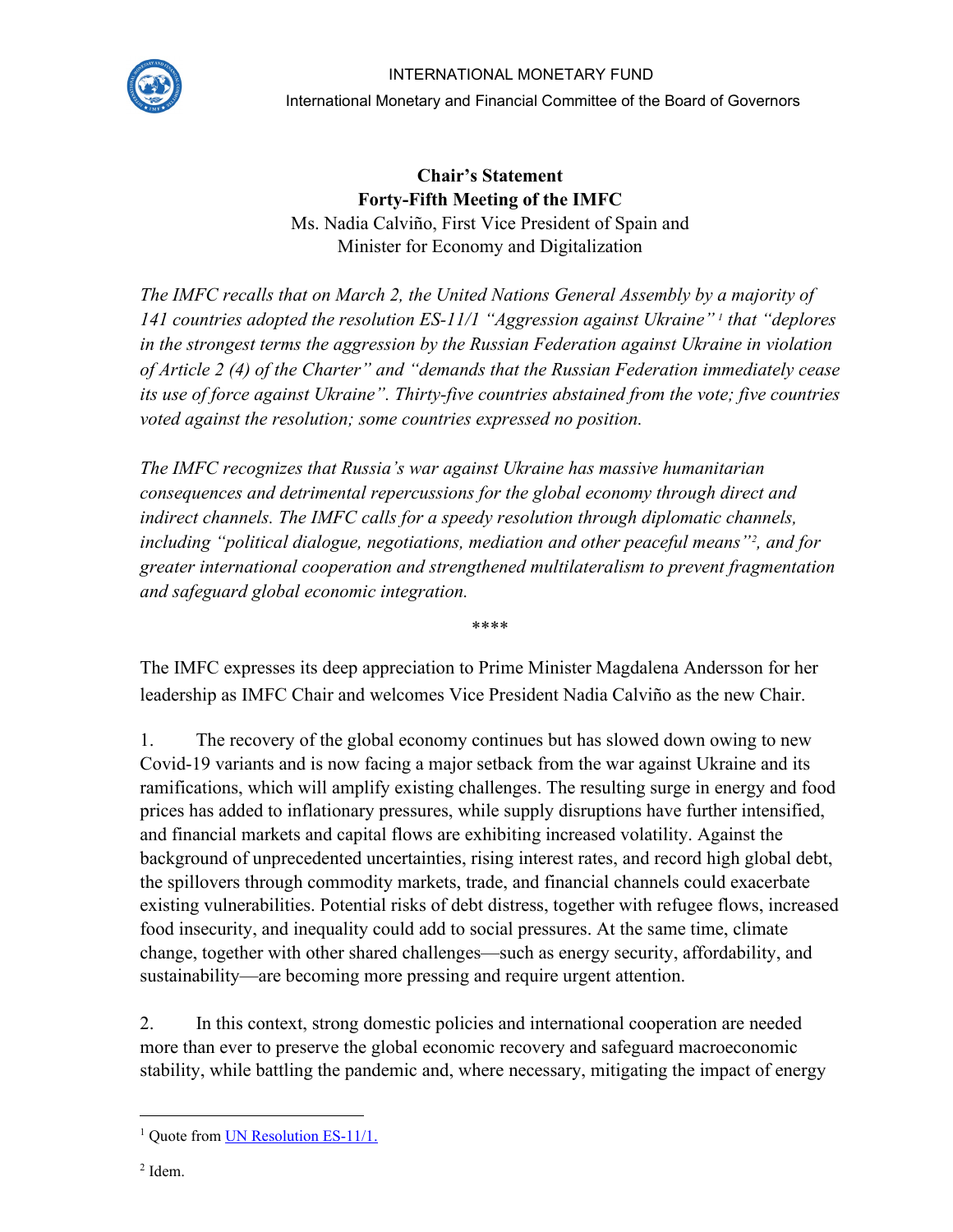INTERNATIONAL MONETARY FUND

International Monetary and Financial Committee of the Board of Governors

**Chair's Statement**
**Forty-Fifth Meeting of the IMFC**
Ms. Nadia Calviño, First Vice President of Spain and
Minister for Economy and Digitalization

*The IMFC recalls that on March 2, the United Nations General Assembly by a majority of 141 countries adopted the resolution ES-11/1 "Aggression against Ukraine"*[1] *that "deplores in the strongest terms the aggression by the Russian Federation against Ukraine in violation of Article 2 (4) of the Charter" and "demands that the Russian Federation immediately cease its use of force against Ukraine". Thirty-five countries abstained from the vote; five countries voted against the resolution; some countries expressed no position.*

*The IMFC recognizes that Russia's war against Ukraine has massive humanitarian consequences and detrimental repercussions for the global economy through direct and indirect channels. The IMFC calls for a speedy resolution through diplomatic channels, including "political dialogue, negotiations, mediation and other peaceful means"*[2]*, and for greater international cooperation and strengthened multilateralism to prevent fragmentation and safeguard global economic integration.*

****

The IMFC expresses its deep appreciation to Prime Minister Magdalena Andersson for her leadership as IMFC Chair and welcomes Vice President Nadia Calviño as the new Chair.

1. The recovery of the global economy continues but has slowed down owing to new Covid-19 variants and is now facing a major setback from the war against Ukraine and its ramifications, which will amplify existing challenges. The resulting surge in energy and food prices has added to inflationary pressures, while supply disruptions have further intensified, and financial markets and capital flows are exhibiting increased volatility. Against the background of unprecedented uncertainties, rising interest rates, and record high global debt, the spillovers through commodity markets, trade, and financial channels could exacerbate existing vulnerabilities. Potential risks of debt distress, together with refugee flows, increased food insecurity, and inequality could add to social pressures. At the same time, climate change, together with other shared challenges—such as energy security, affordability, and sustainability—are becoming more pressing and require urgent attention.

2. In this context, strong domestic policies and international cooperation are needed more than ever to preserve the global economic recovery and safeguard macroeconomic stability, while battling the pandemic and, where necessary, mitigating the impact of energy

---

[1] Quote from UN Resolution ES-11/1.

[2] Idem.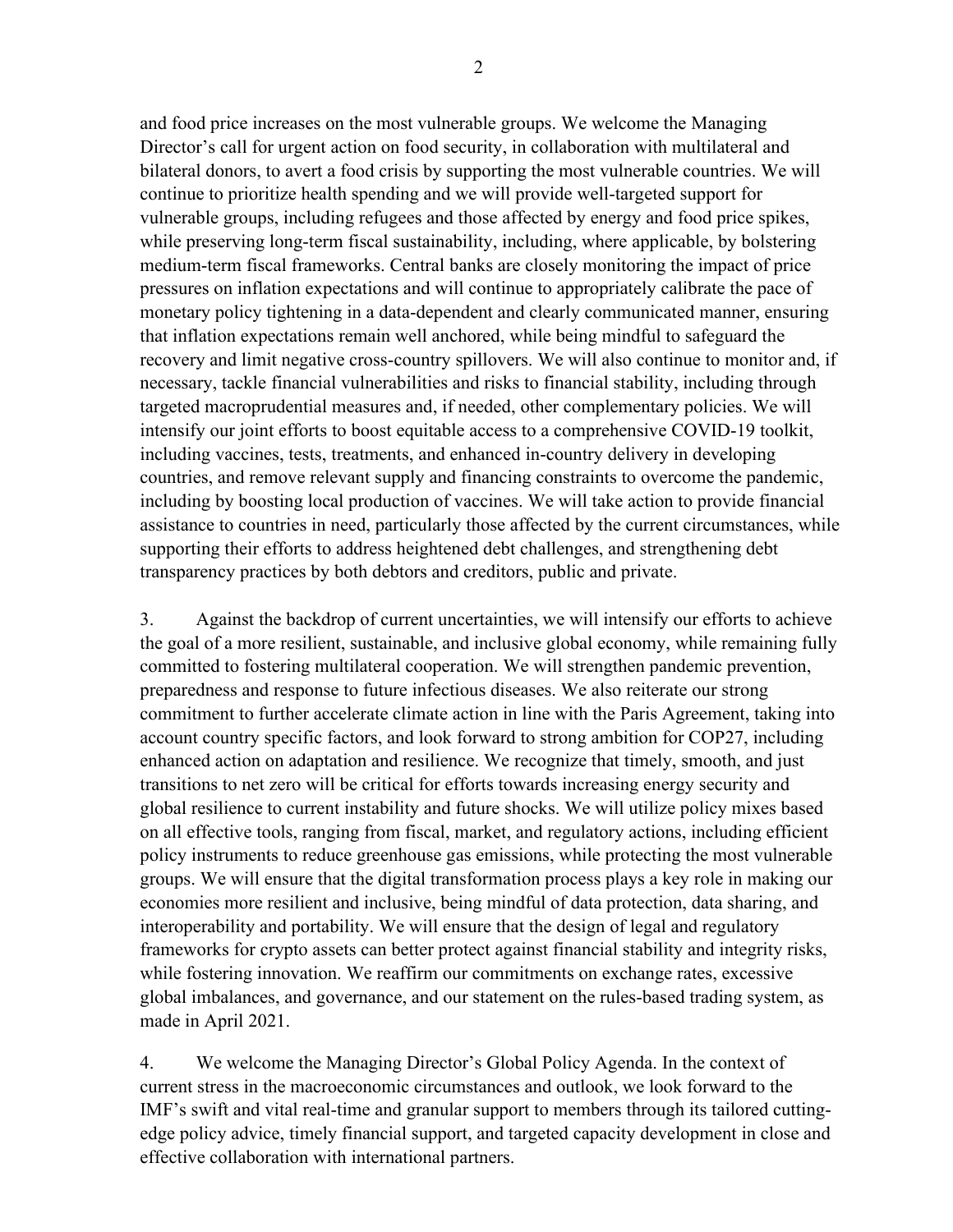and food price increases on the most vulnerable groups. We welcome the Managing Director's call for urgent action on food security, in collaboration with multilateral and bilateral donors, to avert a food crisis by supporting the most vulnerable countries. We will continue to prioritize health spending and we will provide well-targeted support for vulnerable groups, including refugees and those affected by energy and food price spikes, while preserving long-term fiscal sustainability, including, where applicable, by bolstering medium-term fiscal frameworks. Central banks are closely monitoring the impact of price pressures on inflation expectations and will continue to appropriately calibrate the pace of monetary policy tightening in a data-dependent and clearly communicated manner, ensuring that inflation expectations remain well anchored, while being mindful to safeguard the recovery and limit negative cross-country spillovers. We will also continue to monitor and, if necessary, tackle financial vulnerabilities and risks to financial stability, including through targeted macroprudential measures and, if needed, other complementary policies. We will intensify our joint efforts to boost equitable access to a comprehensive COVID-19 toolkit, including vaccines, tests, treatments, and enhanced in-country delivery in developing countries, and remove relevant supply and financing constraints to overcome the pandemic, including by boosting local production of vaccines. We will take action to provide financial assistance to countries in need, particularly those affected by the current circumstances, while supporting their efforts to address heightened debt challenges, and strengthening debt transparency practices by both debtors and creditors, public and private.

3. Against the backdrop of current uncertainties, we will intensify our efforts to achieve the goal of a more resilient, sustainable, and inclusive global economy, while remaining fully committed to fostering multilateral cooperation. We will strengthen pandemic prevention, preparedness and response to future infectious diseases. We also reiterate our strong commitment to further accelerate climate action in line with the Paris Agreement, taking into account country specific factors, and look forward to strong ambition for COP27, including enhanced action on adaptation and resilience. We recognize that timely, smooth, and just transitions to net zero will be critical for efforts towards increasing energy security and global resilience to current instability and future shocks. We will utilize policy mixes based on all effective tools, ranging from fiscal, market, and regulatory actions, including efficient policy instruments to reduce greenhouse gas emissions, while protecting the most vulnerable groups. We will ensure that the digital transformation process plays a key role in making our economies more resilient and inclusive, being mindful of data protection, data sharing, and interoperability and portability. We will ensure that the design of legal and regulatory frameworks for crypto assets can better protect against financial stability and integrity risks, while fostering innovation. We reaffirm our commitments on exchange rates, excessive global imbalances, and governance, and our statement on the rules-based trading system, as made in April 2021.

4. We welcome the Managing Director's Global Policy Agenda. In the context of current stress in the macroeconomic circumstances and outlook, we look forward to the IMF's swift and vital real-time and granular support to members through its tailored cutting-edge policy advice, timely financial support, and targeted capacity development in close and effective collaboration with international partners.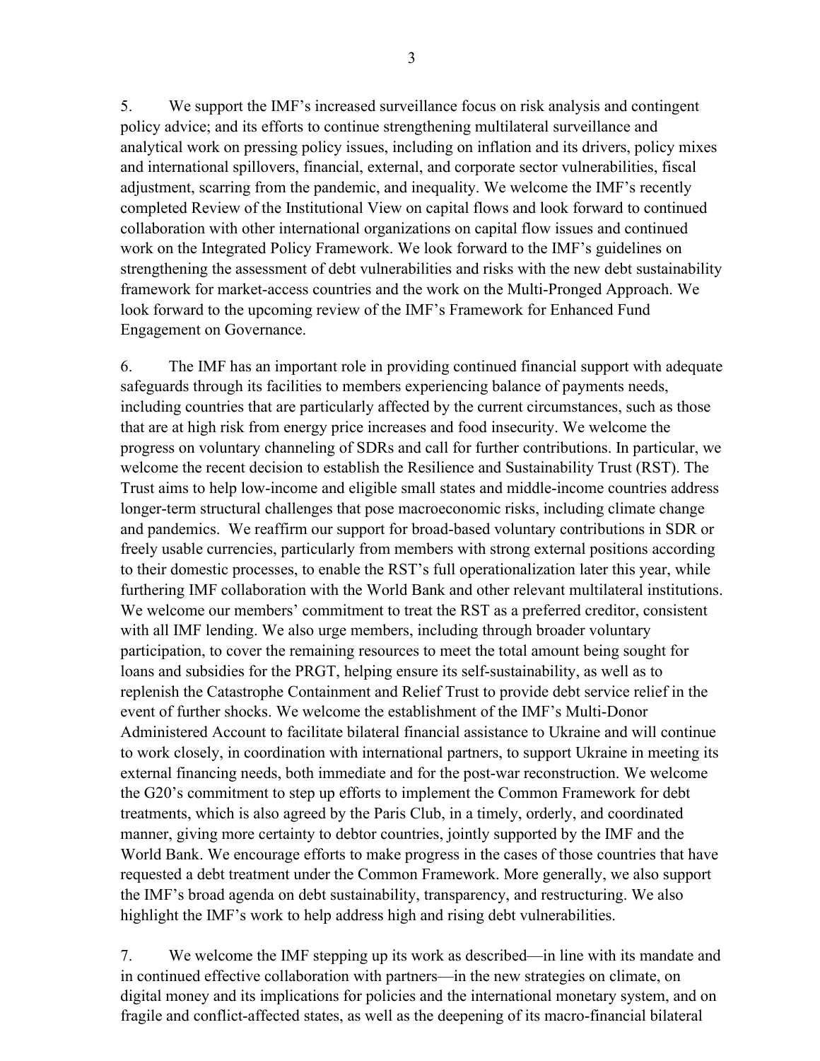5. We support the IMF's increased surveillance focus on risk analysis and contingent policy advice; and its efforts to continue strengthening multilateral surveillance and analytical work on pressing policy issues, including on inflation and its drivers, policy mixes and international spillovers, financial, external, and corporate sector vulnerabilities, fiscal adjustment, scarring from the pandemic, and inequality. We welcome the IMF's recently completed Review of the Institutional View on capital flows and look forward to continued collaboration with other international organizations on capital flow issues and continued work on the Integrated Policy Framework. We look forward to the IMF's guidelines on strengthening the assessment of debt vulnerabilities and risks with the new debt sustainability framework for market-access countries and the work on the Multi-Pronged Approach. We look forward to the upcoming review of the IMF's Framework for Enhanced Fund Engagement on Governance.

6. The IMF has an important role in providing continued financial support with adequate safeguards through its facilities to members experiencing balance of payments needs, including countries that are particularly affected by the current circumstances, such as those that are at high risk from energy price increases and food insecurity. We welcome the progress on voluntary channeling of SDRs and call for further contributions. In particular, we welcome the recent decision to establish the Resilience and Sustainability Trust (RST). The Trust aims to help low-income and eligible small states and middle-income countries address longer-term structural challenges that pose macroeconomic risks, including climate change and pandemics. We reaffirm our support for broad-based voluntary contributions in SDR or freely usable currencies, particularly from members with strong external positions according to their domestic processes, to enable the RST's full operationalization later this year, while furthering IMF collaboration with the World Bank and other relevant multilateral institutions. We welcome our members' commitment to treat the RST as a preferred creditor, consistent with all IMF lending. We also urge members, including through broader voluntary participation, to cover the remaining resources to meet the total amount being sought for loans and subsidies for the PRGT, helping ensure its self-sustainability, as well as to replenish the Catastrophe Containment and Relief Trust to provide debt service relief in the event of further shocks. We welcome the establishment of the IMF's Multi-Donor Administered Account to facilitate bilateral financial assistance to Ukraine and will continue to work closely, in coordination with international partners, to support Ukraine in meeting its external financing needs, both immediate and for the post-war reconstruction. We welcome the G20's commitment to step up efforts to implement the Common Framework for debt treatments, which is also agreed by the Paris Club, in a timely, orderly, and coordinated manner, giving more certainty to debtor countries, jointly supported by the IMF and the World Bank. We encourage efforts to make progress in the cases of those countries that have requested a debt treatment under the Common Framework. More generally, we also support the IMF's broad agenda on debt sustainability, transparency, and restructuring. We also highlight the IMF's work to help address high and rising debt vulnerabilities.

7. We welcome the IMF stepping up its work as described—in line with its mandate and in continued effective collaboration with partners—in the new strategies on climate, on digital money and its implications for policies and the international monetary system, and on fragile and conflict-affected states, as well as the deepening of its macro-financial bilateral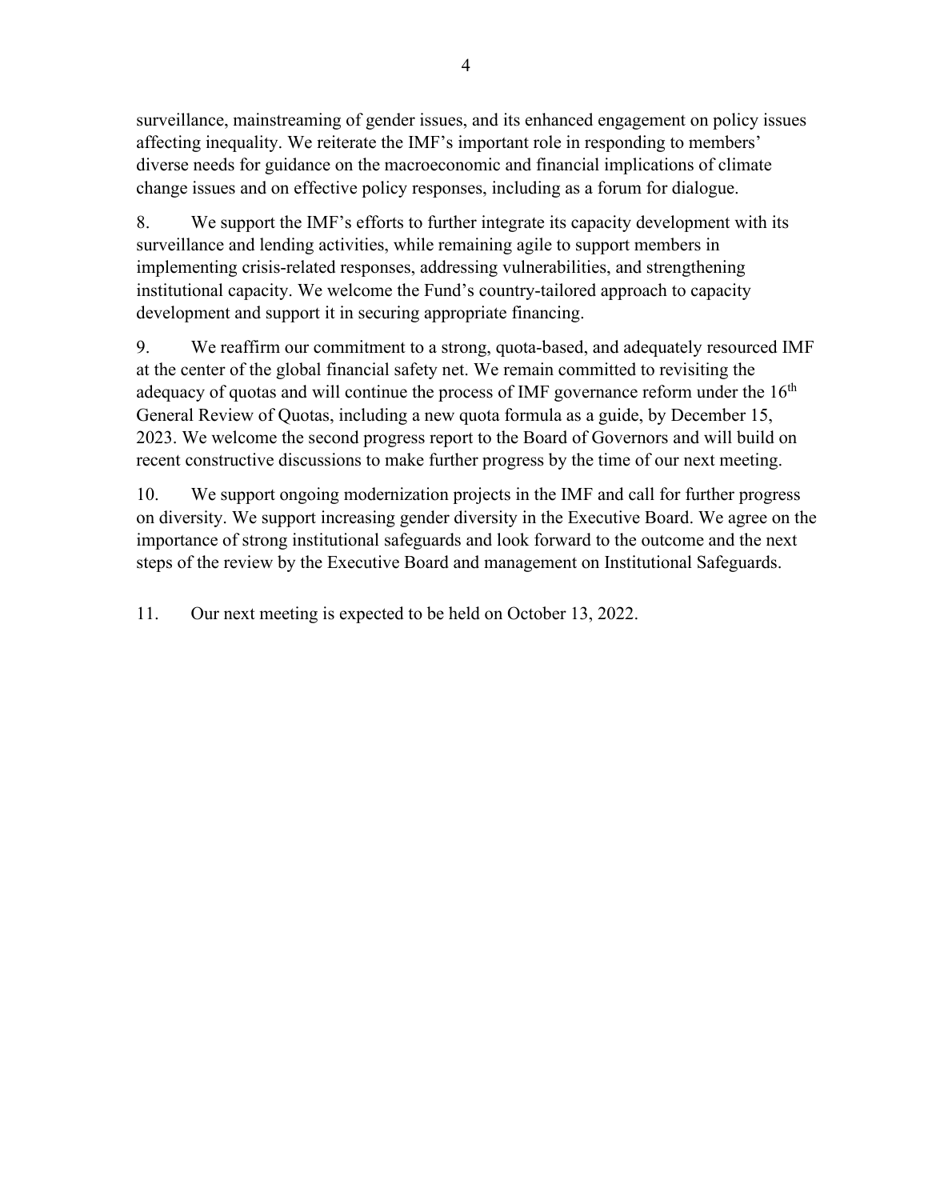surveillance, mainstreaming of gender issues, and its enhanced engagement on policy issues affecting inequality. We reiterate the IMF's important role in responding to members' diverse needs for guidance on the macroeconomic and financial implications of climate change issues and on effective policy responses, including as a forum for dialogue.

8. We support the IMF's efforts to further integrate its capacity development with its surveillance and lending activities, while remaining agile to support members in implementing crisis-related responses, addressing vulnerabilities, and strengthening institutional capacity. We welcome the Fund's country-tailored approach to capacity development and support it in securing appropriate financing.

9. We reaffirm our commitment to a strong, quota-based, and adequately resourced IMF at the center of the global financial safety net. We remain committed to revisiting the adequacy of quotas and will continue the process of IMF governance reform under the 16th General Review of Quotas, including a new quota formula as a guide, by December 15, 2023. We welcome the second progress report to the Board of Governors and will build on recent constructive discussions to make further progress by the time of our next meeting.

10. We support ongoing modernization projects in the IMF and call for further progress on diversity. We support increasing gender diversity in the Executive Board. We agree on the importance of strong institutional safeguards and look forward to the outcome and the next steps of the review by the Executive Board and management on Institutional Safeguards.

11. Our next meeting is expected to be held on October 13, 2022.